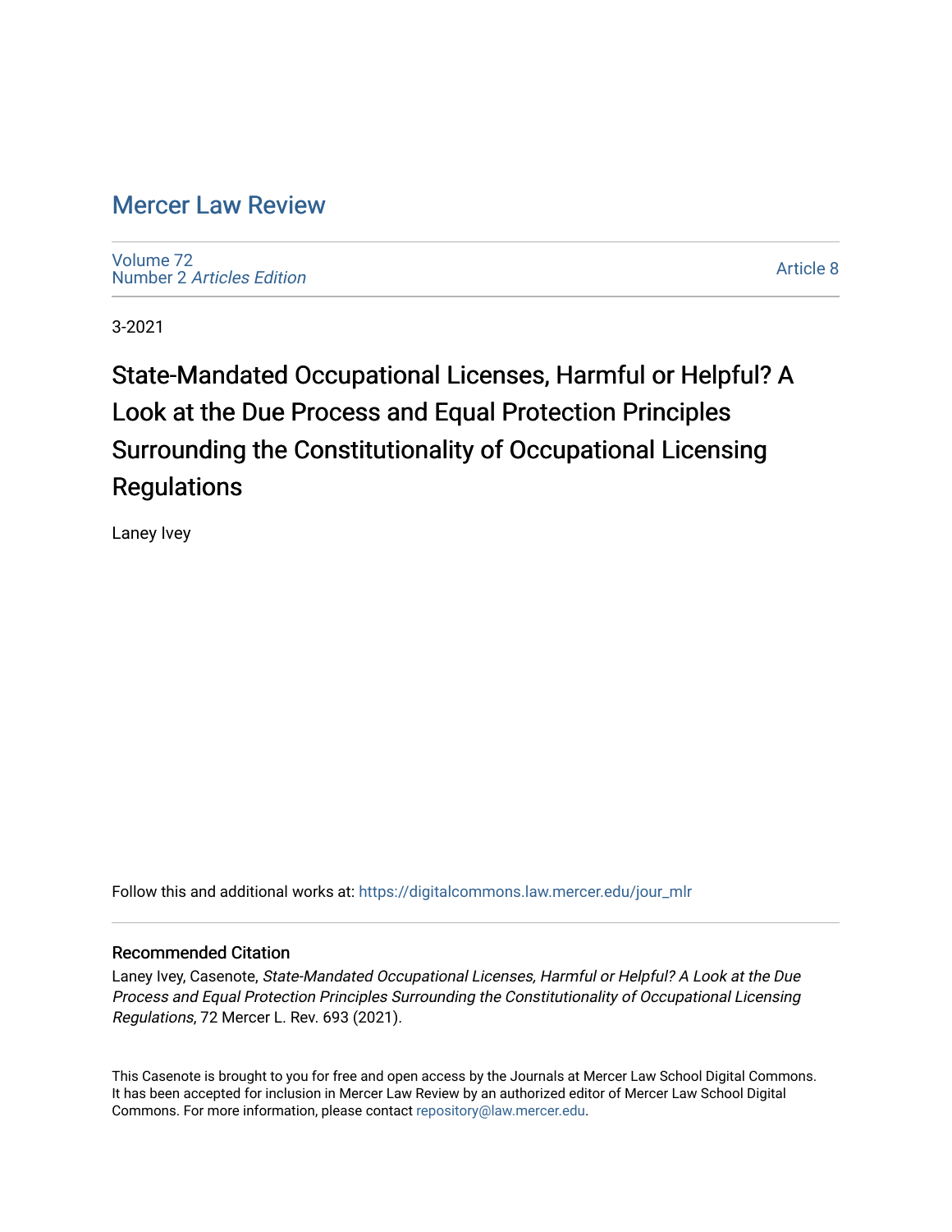# Mercer Law Review

Volume 72
Number 2 *Articles Edition*

Article 8

3-2021

## State-Mandated Occupational Licenses, Harmful or Helpful? A Look at the Due Process and Equal Protection Principles Surrounding the Constitutionality of Occupational Licensing Regulations

Laney Ivey

Follow this and additional works at: https://digitalcommons.law.mercer.edu/jour_mlr

### Recommended Citation

Laney Ivey, Casenote, *State-Mandated Occupational Licenses, Harmful or Helpful? A Look at the Due Process and Equal Protection Principles Surrounding the Constitutionality of Occupational Licensing Regulations*, 72 Mercer L. Rev. 693 (2021).

This Casenote is brought to you for free and open access by the Journals at Mercer Law School Digital Commons. It has been accepted for inclusion in Mercer Law Review by an authorized editor of Mercer Law School Digital Commons. For more information, please contact repository@law.mercer.edu.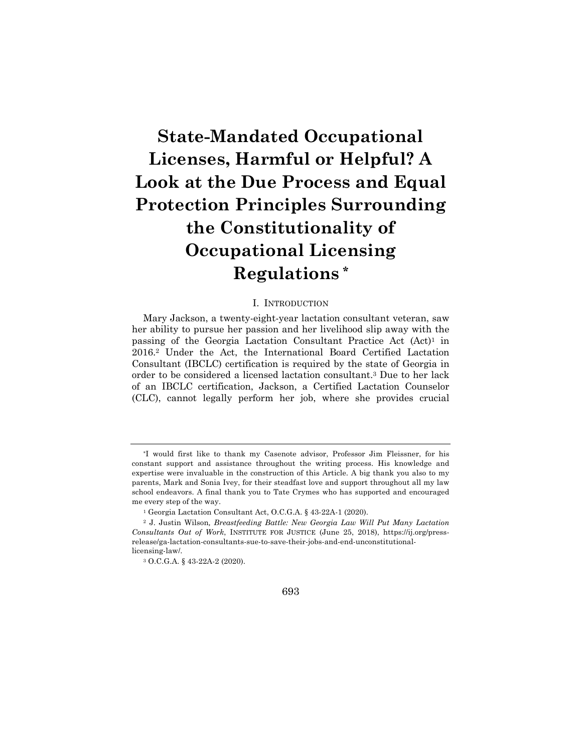# State-Mandated Occupational Licenses, Harmful or Helpful? A Look at the Due Process and Equal Protection Principles Surrounding the Constitutionality of Occupational Licensing Regulations*

## I. Introduction

Mary Jackson, a twenty-eight-year lactation consultant veteran, saw her ability to pursue her passion and her livelihood slip away with the passing of the Georgia Lactation Consultant Practice Act (Act)[1] in 2016.[2] Under the Act, the International Board Certified Lactation Consultant (IBCLC) certification is required by the state of Georgia in order to be considered a licensed lactation consultant.[3] Due to her lack of an IBCLC certification, Jackson, a Certified Lactation Counselor (CLC), cannot legally perform her job, where she provides crucial

---

*I would first like to thank my Casenote advisor, Professor Jim Fleissner, for his constant support and assistance throughout the writing process. His knowledge and expertise were invaluable in the construction of this Article. A big thank you also to my parents, Mark and Sonia Ivey, for their steadfast love and support throughout all my law school endeavors. A final thank you to Tate Crymes who has supported and encouraged me every step of the way.

[1] Georgia Lactation Consultant Act, O.C.G.A. § 43-22A-1 (2020).

[2] J. Justin Wilson, *Breastfeeding Battle: New Georgia Law Will Put Many Lactation Consultants Out of Work*, INSTITUTE FOR JUSTICE (June 25, 2018), https://ij.org/press-release/ga-lactation-consultants-sue-to-save-their-jobs-and-end-unconstitutional-licensing-law/.

[3] O.C.G.A. § 43-22A-2 (2020).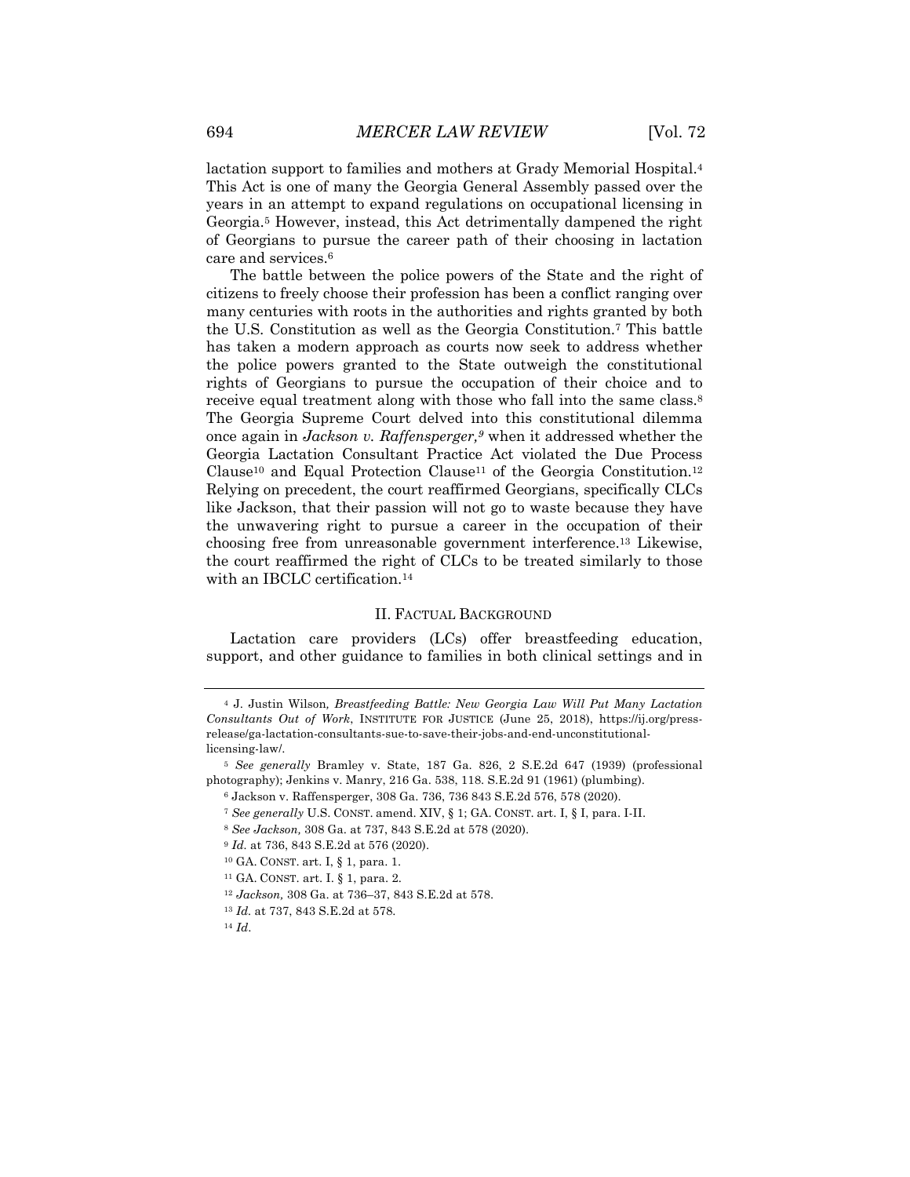lactation support to families and mothers at Grady Memorial Hospital.[4] This Act is one of many the Georgia General Assembly passed over the years in an attempt to expand regulations on occupational licensing in Georgia.[5] However, instead, this Act detrimentally dampened the right of Georgians to pursue the career path of their choosing in lactation care and services.[6]

The battle between the police powers of the State and the right of citizens to freely choose their profession has been a conflict ranging over many centuries with roots in the authorities and rights granted by both the U.S. Constitution as well as the Georgia Constitution.[7] This battle has taken a modern approach as courts now seek to address whether the police powers granted to the State outweigh the constitutional rights of Georgians to pursue the occupation of their choice and to receive equal treatment along with those who fall into the same class.[8] The Georgia Supreme Court delved into this constitutional dilemma once again in *Jackson v. Raffensperger,*[9] when it addressed whether the Georgia Lactation Consultant Practice Act violated the Due Process Clause[10] and Equal Protection Clause[11] of the Georgia Constitution.[12] Relying on precedent, the court reaffirmed Georgians, specifically CLCs like Jackson, that their passion will not go to waste because they have the unwavering right to pursue a career in the occupation of their choosing free from unreasonable government interference.[13] Likewise, the court reaffirmed the right of CLCs to be treated similarly to those with an IBCLC certification.[14]

## II. FACTUAL BACKGROUND

Lactation care providers (LCs) offer breastfeeding education, support, and other guidance to families in both clinical settings and in

---

[4] J. Justin Wilson, *Breastfeeding Battle: New Georgia Law Will Put Many Lactation Consultants Out of Work*, INSTITUTE FOR JUSTICE (June 25, 2018), https://ij.org/press-release/ga-lactation-consultants-sue-to-save-their-jobs-and-end-unconstitutional-licensing-law/.

[5] *See generally* Bramley v. State, 187 Ga. 826, 2 S.E.2d 647 (1939) (professional photography); Jenkins v. Manry, 216 Ga. 538, 118. S.E.2d 91 (1961) (plumbing).

[6] Jackson v. Raffensperger, 308 Ga. 736, 736 843 S.E.2d 576, 578 (2020).

[7] *See generally* U.S. CONST. amend. XIV, § 1; GA. CONST. art. I, § I, para. I-II.

[8] *See Jackson,* 308 Ga. at 737, 843 S.E.2d at 578 (2020).

[9] *Id.* at 736, 843 S.E.2d at 576 (2020).

[10] GA. CONST. art. I, § 1, para. 1.

[11] GA. CONST. art. I. § 1, para. 2.

[12] *Jackson,* 308 Ga. at 736–37, 843 S.E.2d at 578.

[13] *Id.* at 737, 843 S.E.2d at 578.

[14] *Id*.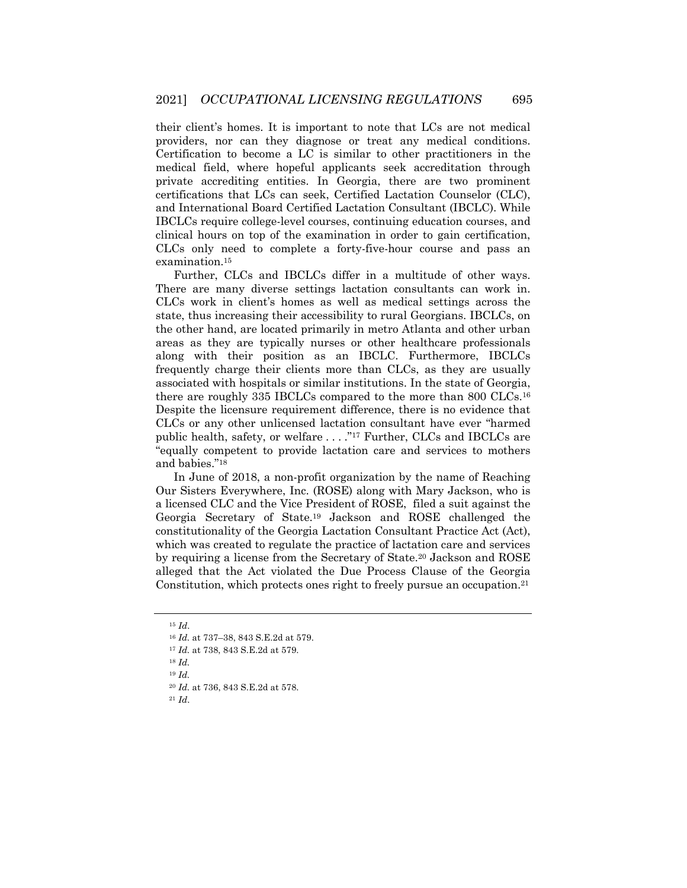their client's homes. It is important to note that LCs are not medical providers, nor can they diagnose or treat any medical conditions. Certification to become a LC is similar to other practitioners in the medical field, where hopeful applicants seek accreditation through private accrediting entities. In Georgia, there are two prominent certifications that LCs can seek, Certified Lactation Counselor (CLC), and International Board Certified Lactation Consultant (IBCLC). While IBCLCs require college-level courses, continuing education courses, and clinical hours on top of the examination in order to gain certification, CLCs only need to complete a forty-five-hour course and pass an examination.[15]

Further, CLCs and IBCLCs differ in a multitude of other ways. There are many diverse settings lactation consultants can work in. CLCs work in client's homes as well as medical settings across the state, thus increasing their accessibility to rural Georgians. IBCLCs, on the other hand, are located primarily in metro Atlanta and other urban areas as they are typically nurses or other healthcare professionals along with their position as an IBCLC. Furthermore, IBCLCs frequently charge their clients more than CLCs, as they are usually associated with hospitals or similar institutions. In the state of Georgia, there are roughly 335 IBCLCs compared to the more than 800 CLCs.[16] Despite the licensure requirement difference, there is no evidence that CLCs or any other unlicensed lactation consultant have ever "harmed public health, safety, or welfare . . . ."[17] Further, CLCs and IBCLCs are "equally competent to provide lactation care and services to mothers and babies."[18]

In June of 2018, a non-profit organization by the name of Reaching Our Sisters Everywhere, Inc. (ROSE) along with Mary Jackson, who is a licensed CLC and the Vice President of ROSE, filed a suit against the Georgia Secretary of State.[19] Jackson and ROSE challenged the constitutionality of the Georgia Lactation Consultant Practice Act (Act), which was created to regulate the practice of lactation care and services by requiring a license from the Secretary of State.[20] Jackson and ROSE alleged that the Act violated the Due Process Clause of the Georgia Constitution, which protects ones right to freely pursue an occupation.[21]

---

[15] *Id.*

[16] *Id.* at 737–38, 843 S.E.2d at 579.

[17] *Id.* at 738, 843 S.E.2d at 579.

[18] *Id.*

[19] *Id.*

[20] *Id.* at 736, 843 S.E.2d at 578.

[21] *Id.*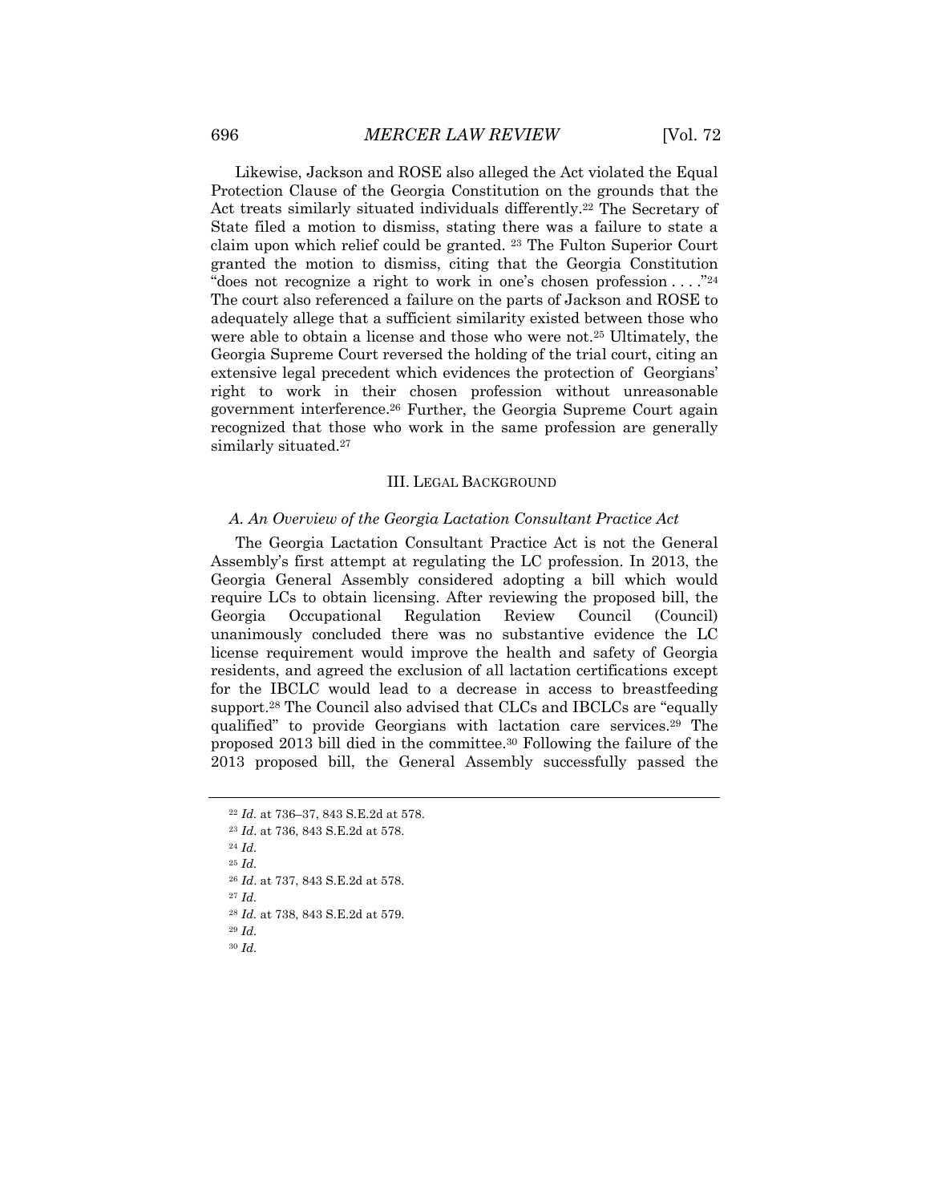Likewise, Jackson and ROSE also alleged the Act violated the Equal Protection Clause of the Georgia Constitution on the grounds that the Act treats similarly situated individuals differently.[22] The Secretary of State filed a motion to dismiss, stating there was a failure to state a claim upon which relief could be granted. [23] The Fulton Superior Court granted the motion to dismiss, citing that the Georgia Constitution "does not recognize a right to work in one's chosen profession . . . ."[24] The court also referenced a failure on the parts of Jackson and ROSE to adequately allege that a sufficient similarity existed between those who were able to obtain a license and those who were not.[25] Ultimately, the Georgia Supreme Court reversed the holding of the trial court, citing an extensive legal precedent which evidences the protection of Georgians' right to work in their chosen profession without unreasonable government interference.[26] Further, the Georgia Supreme Court again recognized that those who work in the same profession are generally similarly situated.[27]

## III. LEGAL BACKGROUND

### *A. An Overview of the Georgia Lactation Consultant Practice Act*

The Georgia Lactation Consultant Practice Act is not the General Assembly's first attempt at regulating the LC profession. In 2013, the Georgia General Assembly considered adopting a bill which would require LCs to obtain licensing. After reviewing the proposed bill, the Georgia Occupational Regulation Review Council (Council) unanimously concluded there was no substantive evidence the LC license requirement would improve the health and safety of Georgia residents, and agreed the exclusion of all lactation certifications except for the IBCLC would lead to a decrease in access to breastfeeding support.[28] The Council also advised that CLCs and IBCLCs are "equally qualified" to provide Georgians with lactation care services.[29] The proposed 2013 bill died in the committee.[30] Following the failure of the 2013 proposed bill, the General Assembly successfully passed the

---

[22] *Id.* at 736–37, 843 S.E.2d at 578.

[23] *Id*. at 736, 843 S.E.2d at 578.

[24] *Id.*

[25] *Id*.

[26] *Id*. at 737, 843 S.E.2d at 578.

[27] *Id.*

[28] *Id.* at 738, 843 S.E.2d at 579.

[29] *Id.*

[30] *Id.*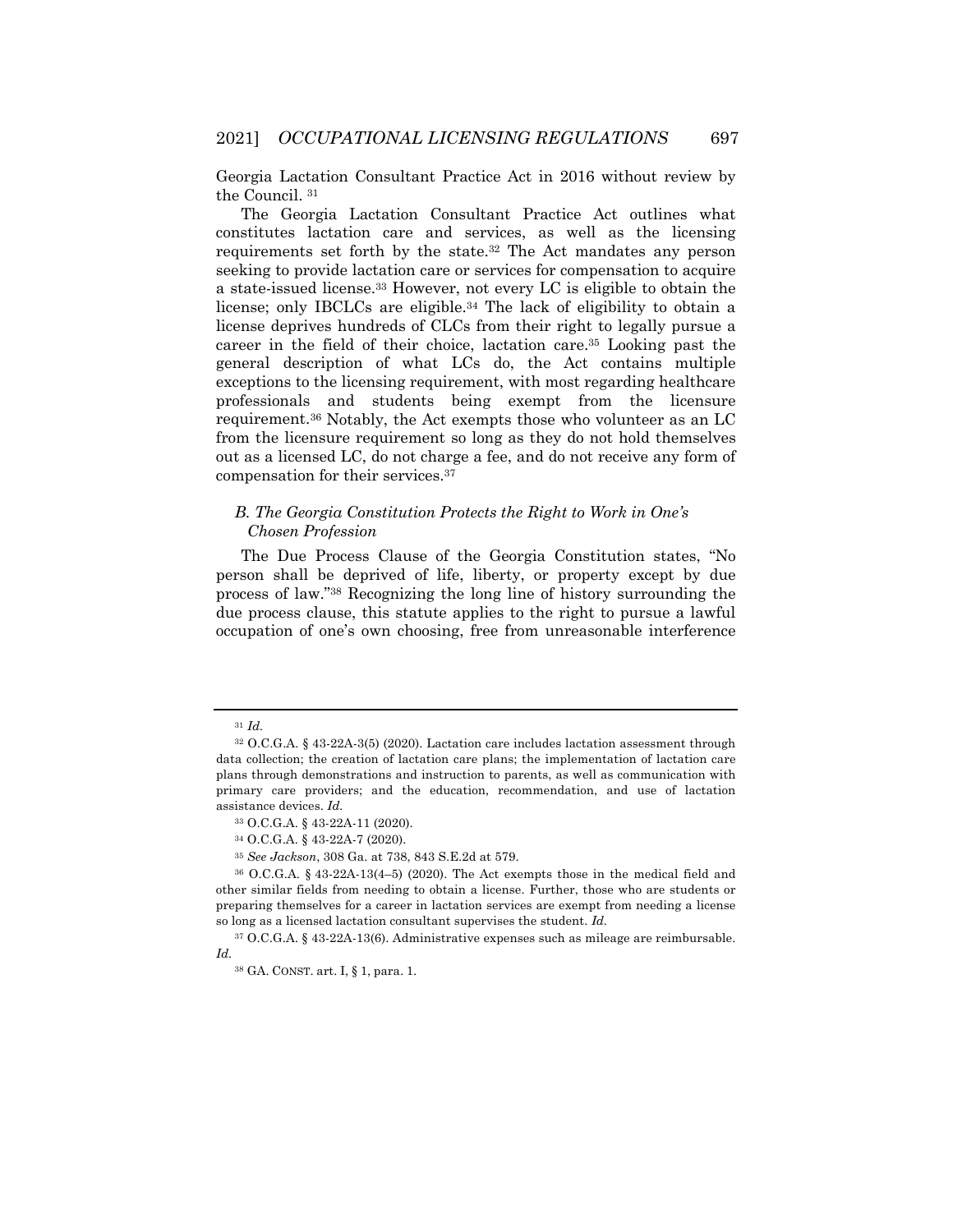Georgia Lactation Consultant Practice Act in 2016 without review by the Council. [31]

The Georgia Lactation Consultant Practice Act outlines what constitutes lactation care and services, as well as the licensing requirements set forth by the state.[32] The Act mandates any person seeking to provide lactation care or services for compensation to acquire a state-issued license.[33] However, not every LC is eligible to obtain the license; only IBCLCs are eligible.[34] The lack of eligibility to obtain a license deprives hundreds of CLCs from their right to legally pursue a career in the field of their choice, lactation care.[35] Looking past the general description of what LCs do, the Act contains multiple exceptions to the licensing requirement, with most regarding healthcare professionals and students being exempt from the licensure requirement.[36] Notably, the Act exempts those who volunteer as an LC from the licensure requirement so long as they do not hold themselves out as a licensed LC, do not charge a fee, and do not receive any form of compensation for their services.[37]

### *B. The Georgia Constitution Protects the Right to Work in One's Chosen Profession*

The Due Process Clause of the Georgia Constitution states, "No person shall be deprived of life, liberty, or property except by due process of law."[38] Recognizing the long line of history surrounding the due process clause, this statute applies to the right to pursue a lawful occupation of one's own choosing, free from unreasonable interference

---

[31] *Id.*

[32] O.C.G.A. § 43-22A-3(5) (2020). Lactation care includes lactation assessment through data collection; the creation of lactation care plans; the implementation of lactation care plans through demonstrations and instruction to parents, as well as communication with primary care providers; and the education, recommendation, and use of lactation assistance devices. *Id.*

[33] O.C.G.A. § 43-22A-11 (2020).

[34] O.C.G.A. § 43-22A-7 (2020).

[35] *See Jackson*, 308 Ga. at 738, 843 S.E.2d at 579.

[36] O.C.G.A. § 43-22A-13(4–5) (2020). The Act exempts those in the medical field and other similar fields from needing to obtain a license. Further, those who are students or preparing themselves for a career in lactation services are exempt from needing a license so long as a licensed lactation consultant supervises the student. *Id.*

[37] O.C.G.A. § 43-22A-13(6). Administrative expenses such as mileage are reimbursable. *Id.*

[38] GA. CONST. art. I, § 1, para. 1.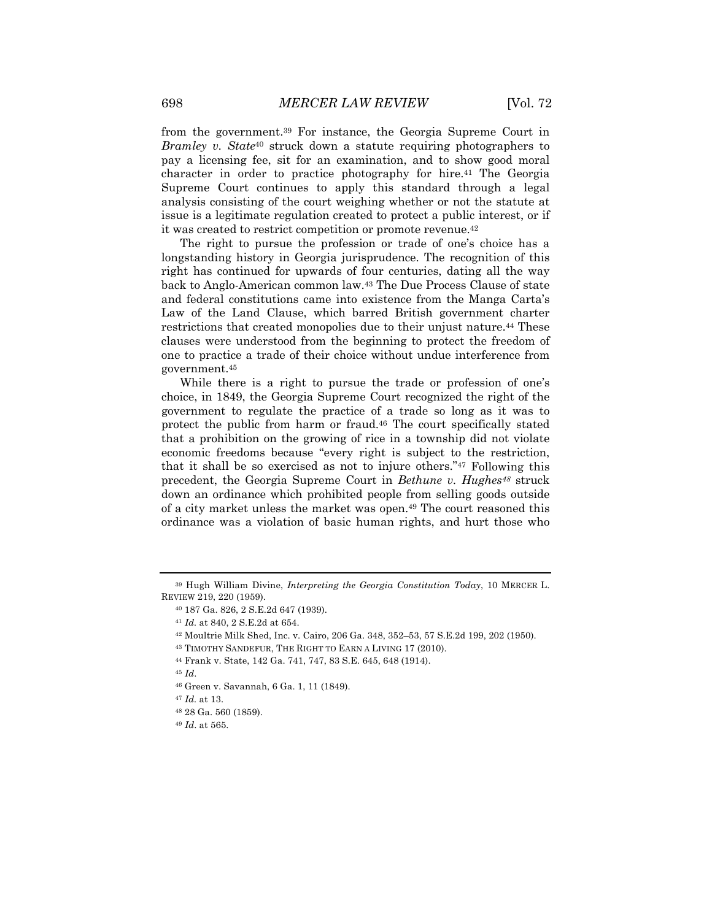from the government.[39] For instance, the Georgia Supreme Court in *Bramley v. State*[40] struck down a statute requiring photographers to pay a licensing fee, sit for an examination, and to show good moral character in order to practice photography for hire.[41] The Georgia Supreme Court continues to apply this standard through a legal analysis consisting of the court weighing whether or not the statute at issue is a legitimate regulation created to protect a public interest, or if it was created to restrict competition or promote revenue.[42]

The right to pursue the profession or trade of one's choice has a longstanding history in Georgia jurisprudence. The recognition of this right has continued for upwards of four centuries, dating all the way back to Anglo-American common law.[43] The Due Process Clause of state and federal constitutions came into existence from the Manga Carta's Law of the Land Clause, which barred British government charter restrictions that created monopolies due to their unjust nature.[44] These clauses were understood from the beginning to protect the freedom of one to practice a trade of their choice without undue interference from government.[45]

While there is a right to pursue the trade or profession of one's choice, in 1849, the Georgia Supreme Court recognized the right of the government to regulate the practice of a trade so long as it was to protect the public from harm or fraud.[46] The court specifically stated that a prohibition on the growing of rice in a township did not violate economic freedoms because "every right is subject to the restriction, that it shall be so exercised as not to injure others."[47] Following this precedent, the Georgia Supreme Court in *Bethune v. Hughes*[48] struck down an ordinance which prohibited people from selling goods outside of a city market unless the market was open.[49] The court reasoned this ordinance was a violation of basic human rights, and hurt those who

---

[39] Hugh William Divine, *Interpreting the Georgia Constitution Today*, 10 MERCER L. REVIEW 219, 220 (1959).

[40] 187 Ga. 826, 2 S.E.2d 647 (1939).

[41] *Id.* at 840, 2 S.E.2d at 654.

[42] Moultrie Milk Shed, Inc. v. Cairo, 206 Ga. 348, 352–53, 57 S.E.2d 199, 202 (1950).

[43] TIMOTHY SANDEFUR, THE RIGHT TO EARN A LIVING 17 (2010).

[44] Frank v. State, 142 Ga. 741, 747, 83 S.E. 645, 648 (1914).

[45] *Id*.

[46] Green v. Savannah, 6 Ga. 1, 11 (1849).

[47] *Id.* at 13.

[48] 28 Ga. 560 (1859).

[49] *Id*. at 565.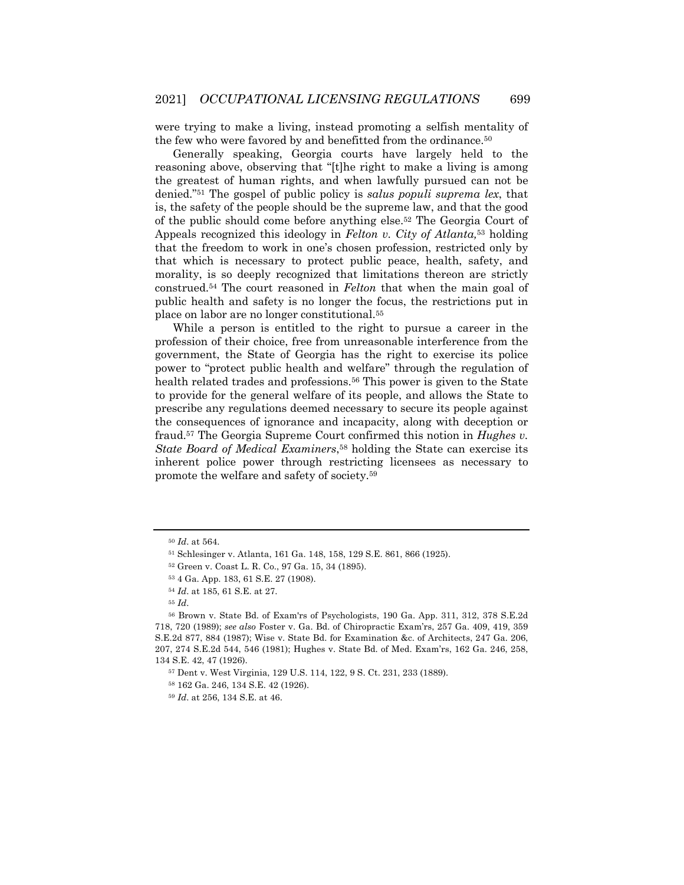were trying to make a living, instead promoting a selfish mentality of the few who were favored by and benefitted from the ordinance.[50]

Generally speaking, Georgia courts have largely held to the reasoning above, observing that "[t]he right to make a living is among the greatest of human rights, and when lawfully pursued can not be denied."[51] The gospel of public policy is *salus populi suprema lex*, that is, the safety of the people should be the supreme law, and that the good of the public should come before anything else.[52] The Georgia Court of Appeals recognized this ideology in *Felton v. City of Atlanta*,[53] holding that the freedom to work in one's chosen profession, restricted only by that which is necessary to protect public peace, health, safety, and morality, is so deeply recognized that limitations thereon are strictly construed.[54] The court reasoned in *Felton* that when the main goal of public health and safety is no longer the focus, the restrictions put in place on labor are no longer constitutional.[55]

While a person is entitled to the right to pursue a career in the profession of their choice, free from unreasonable interference from the government, the State of Georgia has the right to exercise its police power to "protect public health and welfare" through the regulation of health related trades and professions.[56] This power is given to the State to provide for the general welfare of its people, and allows the State to prescribe any regulations deemed necessary to secure its people against the consequences of ignorance and incapacity, along with deception or fraud.[57] The Georgia Supreme Court confirmed this notion in *Hughes v. State Board of Medical Examiners*,[58] holding the State can exercise its inherent police power through restricting licensees as necessary to promote the welfare and safety of society.[59]

---

[50] *Id*. at 564.

[51] Schlesinger v. Atlanta, 161 Ga. 148, 158, 129 S.E. 861, 866 (1925).

[52] Green v. Coast L. R. Co., 97 Ga. 15, 34 (1895).

[53] 4 Ga. App. 183, 61 S.E. 27 (1908).

[54] *Id*. at 185, 61 S.E. at 27.

[55] *Id*.

[56] Brown v. State Bd. of Exam'rs of Psychologists, 190 Ga. App. 311, 312, 378 S.E.2d 718, 720 (1989); *see also* Foster v. Ga. Bd. of Chiropractic Exam'rs, 257 Ga. 409, 419, 359 S.E.2d 877, 884 (1987); Wise v. State Bd. for Examination &c. of Architects, 247 Ga. 206, 207, 274 S.E.2d 544, 546 (1981); Hughes v. State Bd. of Med. Exam'rs, 162 Ga. 246, 258, 134 S.E. 42, 47 (1926).

[57] Dent v. West Virginia, 129 U.S. 114, 122, 9 S. Ct. 231, 233 (1889).

[58] 162 Ga. 246, 134 S.E. 42 (1926).

[59] *Id*. at 256, 134 S.E. at 46.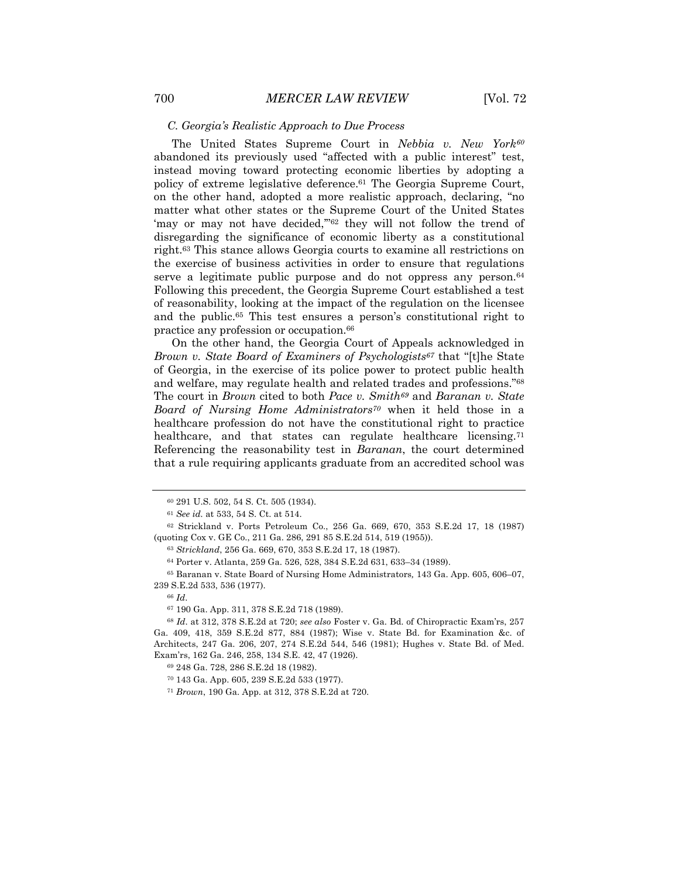### C. Georgia's Realistic Approach to Due Process

The United States Supreme Court in *Nebbia v. New York*[60] abandoned its previously used "affected with a public interest" test, instead moving toward protecting economic liberties by adopting a policy of extreme legislative deference.[61] The Georgia Supreme Court, on the other hand, adopted a more realistic approach, declaring, "no matter what other states or the Supreme Court of the United States 'may or may not have decided,'"[62] they will not follow the trend of disregarding the significance of economic liberty as a constitutional right.[63] This stance allows Georgia courts to examine all restrictions on the exercise of business activities in order to ensure that regulations serve a legitimate public purpose and do not oppress any person.[64] Following this precedent, the Georgia Supreme Court established a test of reasonability, looking at the impact of the regulation on the licensee and the public.[65] This test ensures a person's constitutional right to practice any profession or occupation.[66]

On the other hand, the Georgia Court of Appeals acknowledged in *Brown v. State Board of Examiners of Psychologists*[67] that "[t]he State of Georgia, in the exercise of its police power to protect public health and welfare, may regulate health and related trades and professions."[68] The court in *Brown* cited to both *Pace v. Smith*[69] and *Baranan v. State Board of Nursing Home Administrators*[70] when it held those in a healthcare profession do not have the constitutional right to practice healthcare, and that states can regulate healthcare licensing.[71] Referencing the reasonability test in *Baranan*, the court determined that a rule requiring applicants graduate from an accredited school was

---

[60] 291 U.S. 502, 54 S. Ct. 505 (1934).

[61] *See id.* at 533, 54 S. Ct. at 514.

[62] Strickland v. Ports Petroleum Co., 256 Ga. 669, 670, 353 S.E.2d 17, 18 (1987) (quoting Cox v. GE Co., 211 Ga. 286, 291 85 S.E.2d 514, 519 (1955)).

[63] *Strickland*, 256 Ga. 669, 670, 353 S.E.2d 17, 18 (1987).

[64] Porter v. Atlanta, 259 Ga. 526, 528, 384 S.E.2d 631, 633–34 (1989).

[65] Baranan v. State Board of Nursing Home Administrators*,* 143 Ga. App. 605, 606–07, 239 S.E.2d 533, 536 (1977).

[66] *Id*.

[67] 190 Ga. App. 311, 378 S.E.2d 718 (1989).

[68] *Id*. at 312, 378 S.E.2d at 720; *see also* Foster v. Ga. Bd. of Chiropractic Exam'rs, 257 Ga. 409, 418, 359 S.E.2d 877, 884 (1987); Wise v. State Bd. for Examination &c. of Architects, 247 Ga. 206, 207, 274 S.E.2d 544, 546 (1981); Hughes v. State Bd. of Med. Exam'rs, 162 Ga. 246, 258, 134 S.E. 42, 47 (1926).

[69] 248 Ga. 728, 286 S.E.2d 18 (1982).

[70] 143 Ga. App. 605, 239 S.E.2d 533 (1977).

[71] *Brown*, 190 Ga. App. at 312, 378 S.E.2d at 720.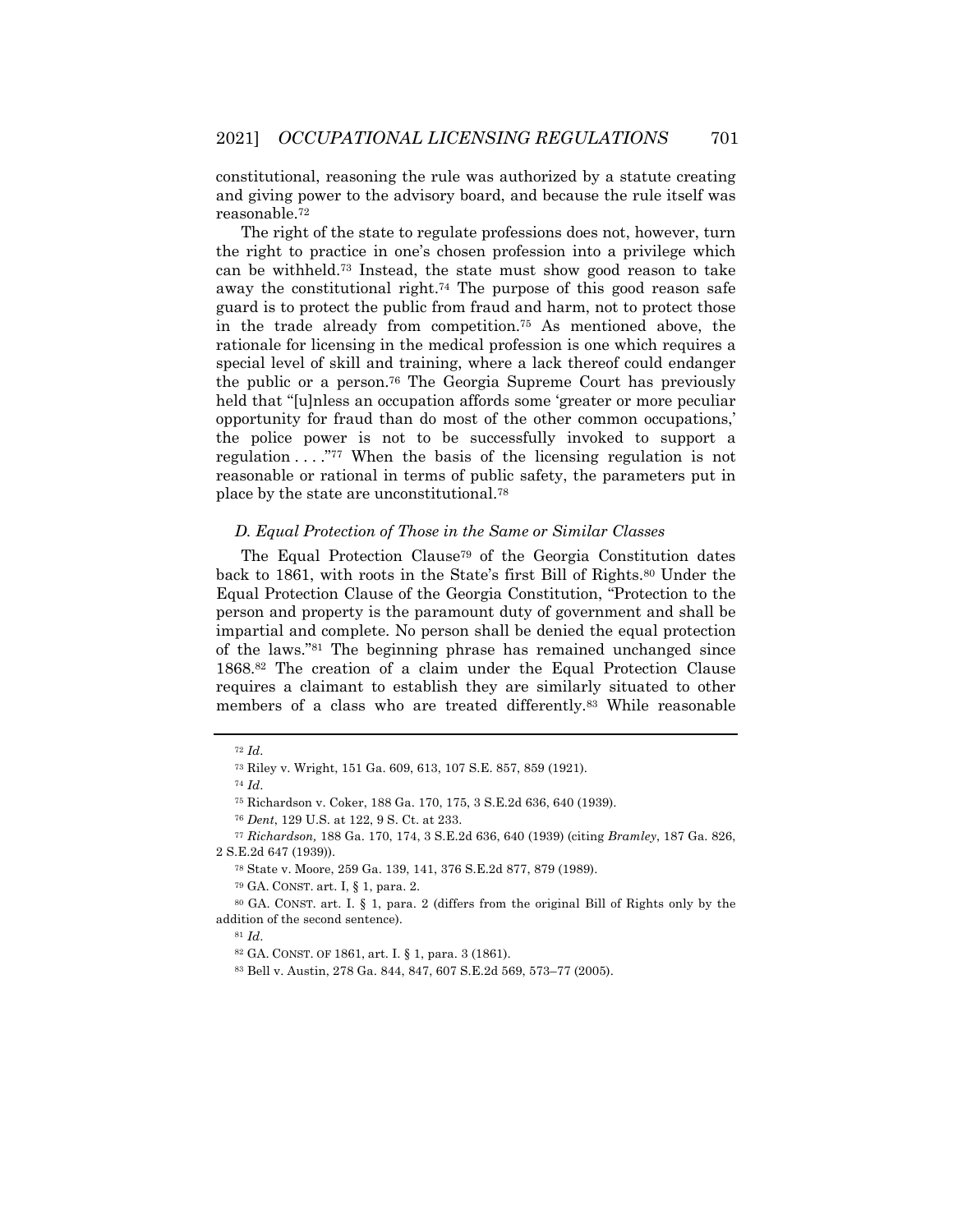constitutional, reasoning the rule was authorized by a statute creating and giving power to the advisory board, and because the rule itself was reasonable.[72]

The right of the state to regulate professions does not, however, turn the right to practice in one's chosen profession into a privilege which can be withheld.[73] Instead, the state must show good reason to take away the constitutional right.[74] The purpose of this good reason safe guard is to protect the public from fraud and harm, not to protect those in the trade already from competition.[75] As mentioned above, the rationale for licensing in the medical profession is one which requires a special level of skill and training, where a lack thereof could endanger the public or a person.[76] The Georgia Supreme Court has previously held that "[u]nless an occupation affords some 'greater or more peculiar opportunity for fraud than do most of the other common occupations,' the police power is not to be successfully invoked to support a regulation . . . ."[77] When the basis of the licensing regulation is not reasonable or rational in terms of public safety, the parameters put in place by the state are unconstitutional.[78]

### *D. Equal Protection of Those in the Same or Similar Classes*

The Equal Protection Clause[79] of the Georgia Constitution dates back to 1861, with roots in the State's first Bill of Rights.[80] Under the Equal Protection Clause of the Georgia Constitution, "Protection to the person and property is the paramount duty of government and shall be impartial and complete. No person shall be denied the equal protection of the laws."[81] The beginning phrase has remained unchanged since 1868.[82] The creation of a claim under the Equal Protection Clause requires a claimant to establish they are similarly situated to other members of a class who are treated differently.[83] While reasonable

---

[72] *Id.*

[73] Riley v. Wright, 151 Ga. 609, 613, 107 S.E. 857, 859 (1921).

[74] *Id.*

[75] Richardson v. Coker, 188 Ga. 170, 175, 3 S.E.2d 636, 640 (1939).

[76] *Dent*, 129 U.S. at 122, 9 S. Ct. at 233.

[77] *Richardson,* 188 Ga. 170, 174, 3 S.E.2d 636, 640 (1939) (citing *Bramley*, 187 Ga. 826, 2 S.E.2d 647 (1939)).

[78] State v. Moore, 259 Ga. 139, 141, 376 S.E.2d 877, 879 (1989).

[79] GA. CONST. art. I, § 1, para. 2.

[80] GA. CONST. art. I. § 1, para. 2 (differs from the original Bill of Rights only by the addition of the second sentence).

[81] *Id.*

[82] GA. CONST. OF 1861, art. I. § 1, para. 3 (1861).

[83] Bell v. Austin, 278 Ga. 844, 847, 607 S.E.2d 569, 573–77 (2005).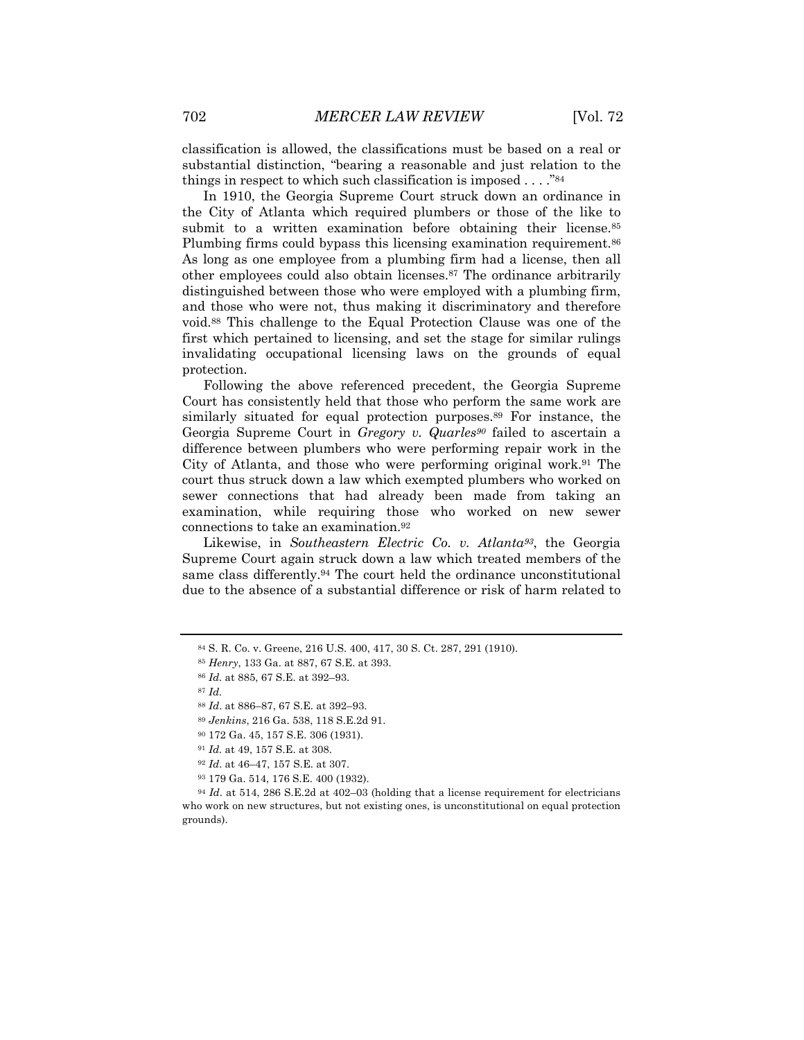classification is allowed, the classifications must be based on a real or substantial distinction, "bearing a reasonable and just relation to the things in respect to which such classification is imposed . . . ."[84]

In 1910, the Georgia Supreme Court struck down an ordinance in the City of Atlanta which required plumbers or those of the like to submit to a written examination before obtaining their license.[85] Plumbing firms could bypass this licensing examination requirement.[86] As long as one employee from a plumbing firm had a license, then all other employees could also obtain licenses.[87] The ordinance arbitrarily distinguished between those who were employed with a plumbing firm, and those who were not, thus making it discriminatory and therefore void.[88] This challenge to the Equal Protection Clause was one of the first which pertained to licensing, and set the stage for similar rulings invalidating occupational licensing laws on the grounds of equal protection.

Following the above referenced precedent, the Georgia Supreme Court has consistently held that those who perform the same work are similarly situated for equal protection purposes.[89] For instance, the Georgia Supreme Court in *Gregory v. Quarles*[90] failed to ascertain a difference between plumbers who were performing repair work in the City of Atlanta, and those who were performing original work.[91] The court thus struck down a law which exempted plumbers who worked on sewer connections that had already been made from taking an examination, while requiring those who worked on new sewer connections to take an examination.[92]

Likewise, in *Southeastern Electric Co. v. Atlanta*[93], the Georgia Supreme Court again struck down a law which treated members of the same class differently.[94] The court held the ordinance unconstitutional due to the absence of a substantial difference or risk of harm related to

---

[84] S. R. Co. v. Greene, 216 U.S. 400, 417, 30 S. Ct. 287, 291 (1910).

[85] *Henry*, 133 Ga. at 887, 67 S.E. at 393.

[86] *Id.* at 885, 67 S.E. at 392–93.

[87] *Id.*

[88] *Id*. at 886–87, 67 S.E. at 392–93.

[89] *Jenkins*, 216 Ga. 538, 118 S.E.2d 91.

[90] 172 Ga. 45, 157 S.E. 306 (1931).

[91] *Id.* at 49, 157 S.E. at 308.

[92] *Id*. at 46–47, 157 S.E. at 307.

[93] 179 Ga. 514, 176 S.E. 400 (1932).

[94] *Id*. at 514, 286 S.E.2d at 402–03 (holding that a license requirement for electricians who work on new structures, but not existing ones, is unconstitutional on equal protection grounds).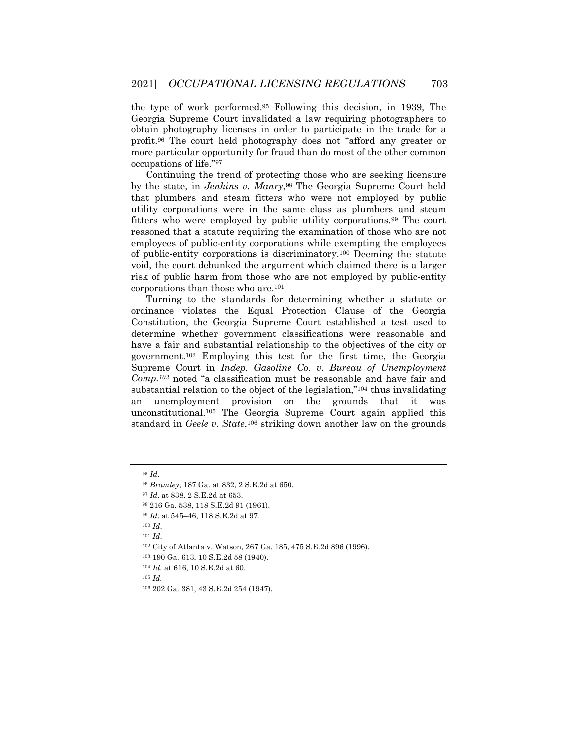the type of work performed.[95] Following this decision, in 1939, The Georgia Supreme Court invalidated a law requiring photographers to obtain photography licenses in order to participate in the trade for a profit.[96] The court held photography does not "afford any greater or more particular opportunity for fraud than do most of the other common occupations of life."[97]

Continuing the trend of protecting those who are seeking licensure by the state, in *Jenkins v. Manry*,[98] The Georgia Supreme Court held that plumbers and steam fitters who were not employed by public utility corporations were in the same class as plumbers and steam fitters who were employed by public utility corporations.[99] The court reasoned that a statute requiring the examination of those who are not employees of public-entity corporations while exempting the employees of public-entity corporations is discriminatory.[100] Deeming the statute void, the court debunked the argument which claimed there is a larger risk of public harm from those who are not employed by public-entity corporations than those who are.[101]

Turning to the standards for determining whether a statute or ordinance violates the Equal Protection Clause of the Georgia Constitution, the Georgia Supreme Court established a test used to determine whether government classifications were reasonable and have a fair and substantial relationship to the objectives of the city or government.[102] Employing this test for the first time, the Georgia Supreme Court in *Indep. Gasoline Co. v. Bureau of Unemployment Comp.*[103] noted "a classification must be reasonable and have fair and substantial relation to the object of the legislation,"[104] thus invalidating an unemployment provision on the grounds that it was unconstitutional.[105] The Georgia Supreme Court again applied this standard in *Geele v. State*,[106] striking down another law on the grounds

---

[95] *Id*.

[96] *Bramley*, 187 Ga. at 832, 2 S.E.2d at 650.

[97] *Id*. at 838, 2 S.E.2d at 653.

[98] 216 Ga. 538, 118 S.E.2d 91 (1961).

[99] *Id*. at 545–46, 118 S.E.2d at 97.

[100] *Id*.

[101] *Id*.

[102] City of Atlanta v. Watson, 267 Ga. 185, 475 S.E.2d 896 (1996).

[103] 190 Ga. 613, 10 S.E.2d 58 (1940).

[104] *Id.* at 616, 10 S.E.2d at 60.

[105] *Id.*

[106] 202 Ga. 381, 43 S.E.2d 254 (1947).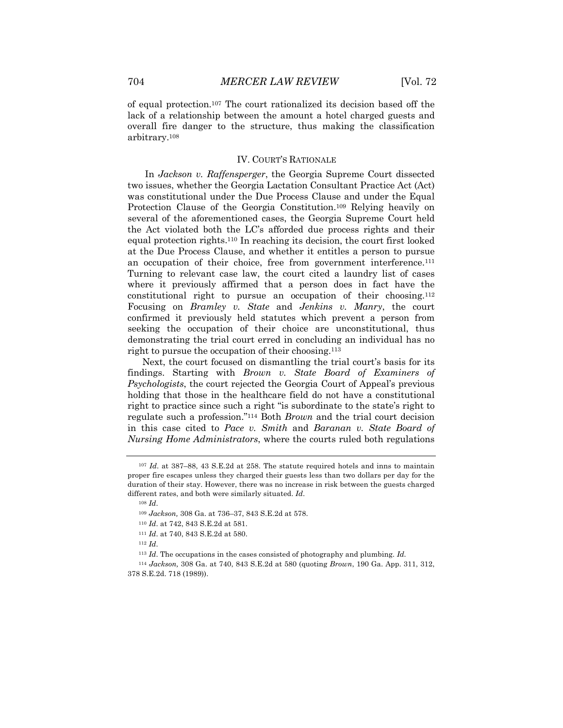of equal protection.[107] The court rationalized its decision based off the lack of a relationship between the amount a hotel charged guests and overall fire danger to the structure, thus making the classification arbitrary.[108]

## IV. COURT'S RATIONALE

In *Jackson v. Raffensperger*, the Georgia Supreme Court dissected two issues, whether the Georgia Lactation Consultant Practice Act (Act) was constitutional under the Due Process Clause and under the Equal Protection Clause of the Georgia Constitution.[109] Relying heavily on several of the aforementioned cases, the Georgia Supreme Court held the Act violated both the LC's afforded due process rights and their equal protection rights.[110] In reaching its decision, the court first looked at the Due Process Clause, and whether it entitles a person to pursue an occupation of their choice, free from government interference.[111] Turning to relevant case law, the court cited a laundry list of cases where it previously affirmed that a person does in fact have the constitutional right to pursue an occupation of their choosing.[112] Focusing on *Bramley v. State* and *Jenkins v. Manry*, the court confirmed it previously held statutes which prevent a person from seeking the occupation of their choice are unconstitutional, thus demonstrating the trial court erred in concluding an individual has no right to pursue the occupation of their choosing.[113]

Next, the court focused on dismantling the trial court's basis for its findings. Starting with *Brown v. State Board of Examiners of Psychologists*, the court rejected the Georgia Court of Appeal's previous holding that those in the healthcare field do not have a constitutional right to practice since such a right "is subordinate to the state's right to regulate such a profession."[114] Both *Brown* and the trial court decision in this case cited to *Pace v. Smith* and *Baranan v. State Board of Nursing Home Administrators*, where the courts ruled both regulations

---

[107] *Id.* at 387–88, 43 S.E.2d at 258. The statute required hotels and inns to maintain proper fire escapes unless they charged their guests less than two dollars per day for the duration of their stay. However, there was no increase in risk between the guests charged different rates, and both were similarly situated. *Id.*

[108] *Id.*

[109] *Jackson,* 308 Ga. at 736–37, 843 S.E.2d at 578.

[110] *Id.* at 742, 843 S.E.2d at 581.

[111] *Id.* at 740, 843 S.E.2d at 580.

[112] *Id.*

[113] *Id.* The occupations in the cases consisted of photography and plumbing. *Id.*

[114] *Jackson,* 308 Ga. at 740, 843 S.E.2d at 580 (quoting *Brown*, 190 Ga. App. 311, 312, 378 S.E.2d. 718 (1989)).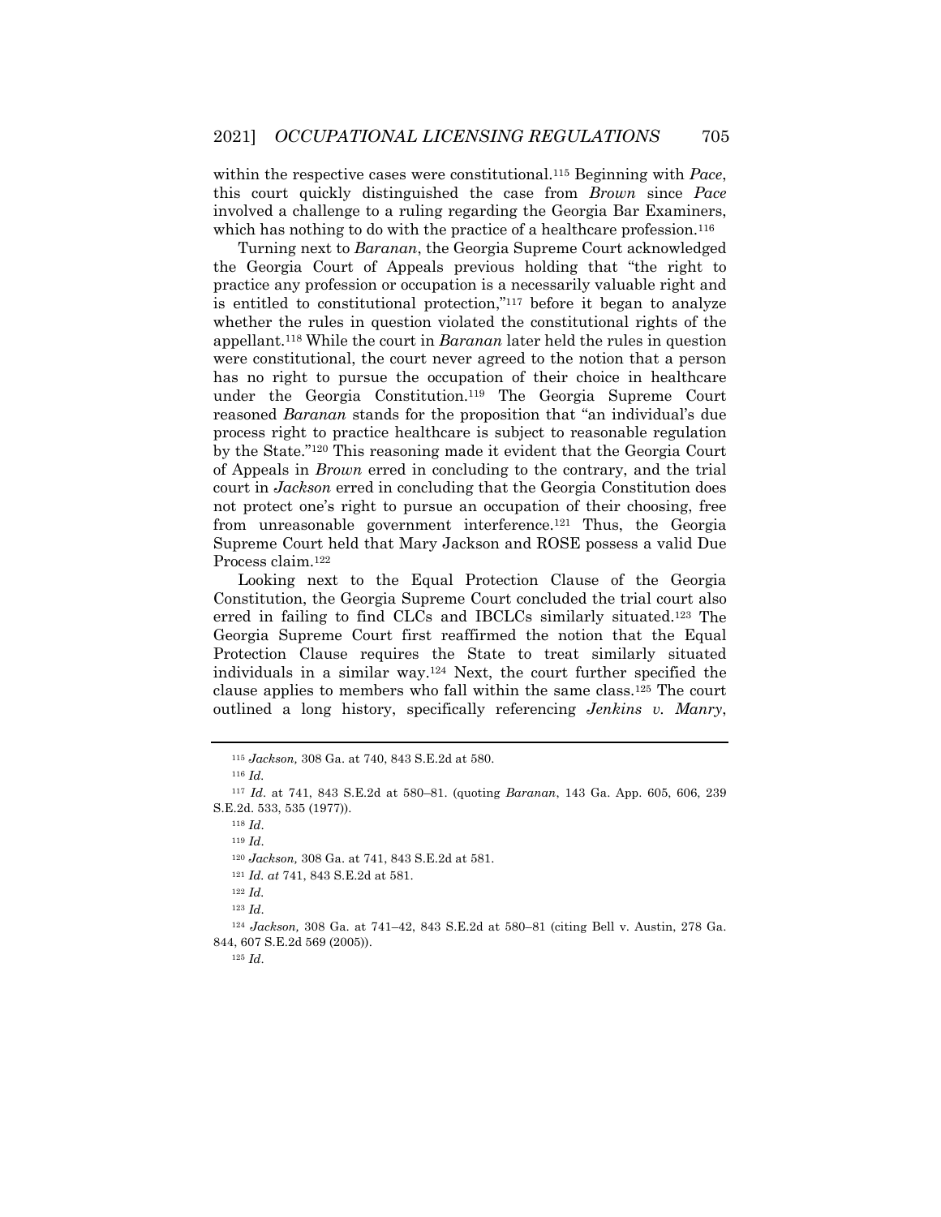within the respective cases were constitutional.[115] Beginning with *Pace*, this court quickly distinguished the case from *Brown* since *Pace* involved a challenge to a ruling regarding the Georgia Bar Examiners, which has nothing to do with the practice of a healthcare profession.[116]

Turning next to *Baranan*, the Georgia Supreme Court acknowledged the Georgia Court of Appeals previous holding that "the right to practice any profession or occupation is a necessarily valuable right and is entitled to constitutional protection,"[117] before it began to analyze whether the rules in question violated the constitutional rights of the appellant.[118] While the court in *Baranan* later held the rules in question were constitutional, the court never agreed to the notion that a person has no right to pursue the occupation of their choice in healthcare under the Georgia Constitution.[119] The Georgia Supreme Court reasoned *Baranan* stands for the proposition that "an individual's due process right to practice healthcare is subject to reasonable regulation by the State."[120] This reasoning made it evident that the Georgia Court of Appeals in *Brown* erred in concluding to the contrary, and the trial court in *Jackson* erred in concluding that the Georgia Constitution does not protect one's right to pursue an occupation of their choosing, free from unreasonable government interference.[121] Thus, the Georgia Supreme Court held that Mary Jackson and ROSE possess a valid Due Process claim.[122]

Looking next to the Equal Protection Clause of the Georgia Constitution, the Georgia Supreme Court concluded the trial court also erred in failing to find CLCs and IBCLCs similarly situated.[123] The Georgia Supreme Court first reaffirmed the notion that the Equal Protection Clause requires the State to treat similarly situated individuals in a similar way.[124] Next, the court further specified the clause applies to members who fall within the same class.[125] The court outlined a long history, specifically referencing *Jenkins v. Manry*,

---

[115] *Jackson,* 308 Ga. at 740, 843 S.E.2d at 580.

[116] *Id.*

[117] *Id.* at 741, 843 S.E.2d at 580–81. (quoting *Baranan*, 143 Ga. App. 605, 606, 239 S.E.2d. 533, 535 (1977)).

[118] *Id*.

[119] *Id*.

[120] *Jackson,* 308 Ga. at 741, 843 S.E.2d at 581.

[121] *Id. at* 741, 843 S.E.2d at 581.

[122] *Id.*

[123] *Id*.

[124] *Jackson,* 308 Ga. at 741–42, 843 S.E.2d at 580–81 (citing Bell v. Austin, 278 Ga. 844, 607 S.E.2d 569 (2005)).

[125] *Id*.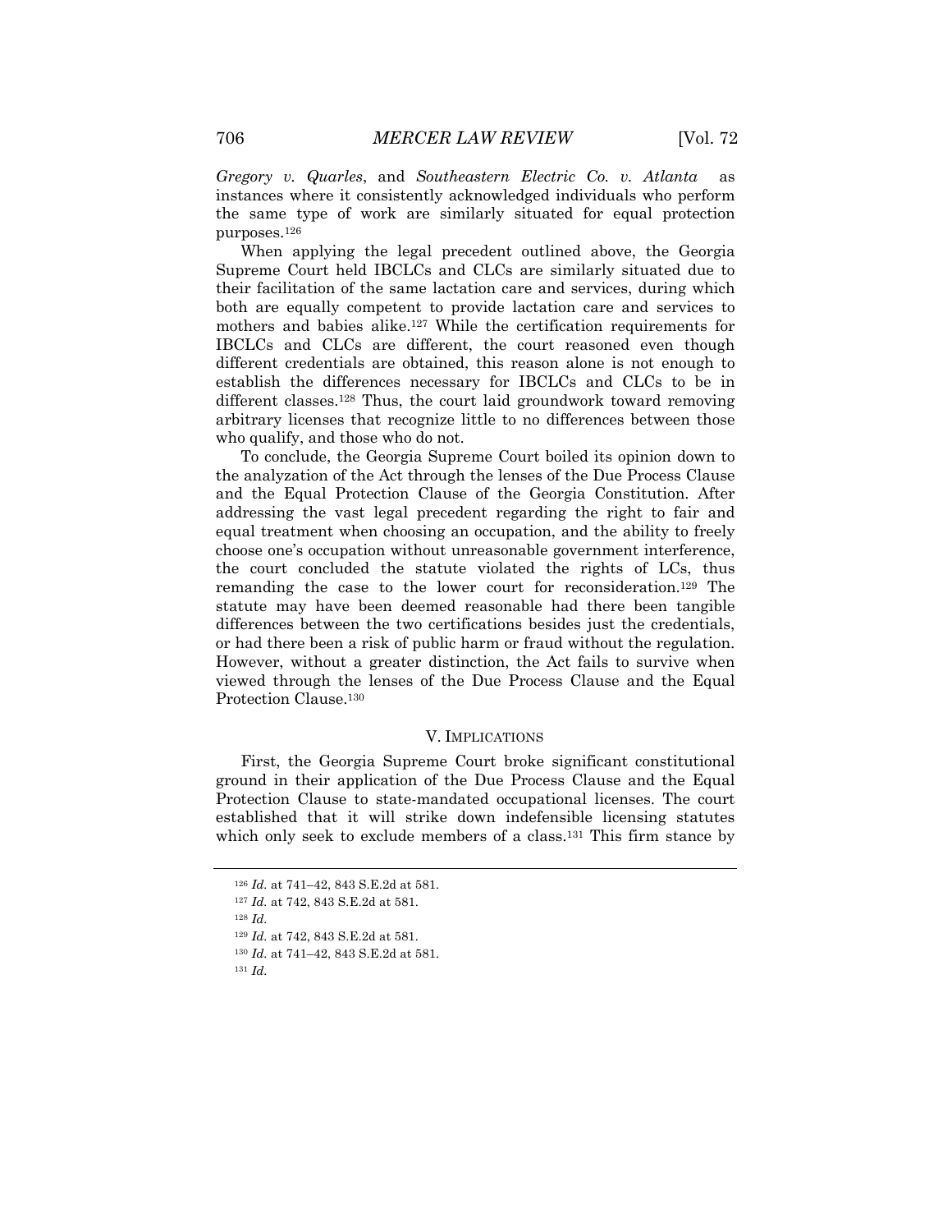*Gregory v. Quarles*, and *Southeastern Electric Co. v. Atlanta* as instances where it consistently acknowledged individuals who perform the same type of work are similarly situated for equal protection purposes.[126]

When applying the legal precedent outlined above, the Georgia Supreme Court held IBCLCs and CLCs are similarly situated due to their facilitation of the same lactation care and services, during which both are equally competent to provide lactation care and services to mothers and babies alike.[127] While the certification requirements for IBCLCs and CLCs are different, the court reasoned even though different credentials are obtained, this reason alone is not enough to establish the differences necessary for IBCLCs and CLCs to be in different classes.[128] Thus, the court laid groundwork toward removing arbitrary licenses that recognize little to no differences between those who qualify, and those who do not.

To conclude, the Georgia Supreme Court boiled its opinion down to the analyzation of the Act through the lenses of the Due Process Clause and the Equal Protection Clause of the Georgia Constitution. After addressing the vast legal precedent regarding the right to fair and equal treatment when choosing an occupation, and the ability to freely choose one's occupation without unreasonable government interference, the court concluded the statute violated the rights of LCs, thus remanding the case to the lower court for reconsideration.[129] The statute may have been deemed reasonable had there been tangible differences between the two certifications besides just the credentials, or had there been a risk of public harm or fraud without the regulation. However, without a greater distinction, the Act fails to survive when viewed through the lenses of the Due Process Clause and the Equal Protection Clause.[130]

## V. IMPLICATIONS

First, the Georgia Supreme Court broke significant constitutional ground in their application of the Due Process Clause and the Equal Protection Clause to state-mandated occupational licenses. The court established that it will strike down indefensible licensing statutes which only seek to exclude members of a class.[131] This firm stance by

---

[126] *Id.* at 741–42, 843 S.E.2d at 581.

[127] *Id.* at 742, 843 S.E.2d at 581.

[128] *Id.*

[129] *Id.* at 742, 843 S.E.2d at 581.

[130] *Id.* at 741–42, 843 S.E.2d at 581.

[131] *Id.*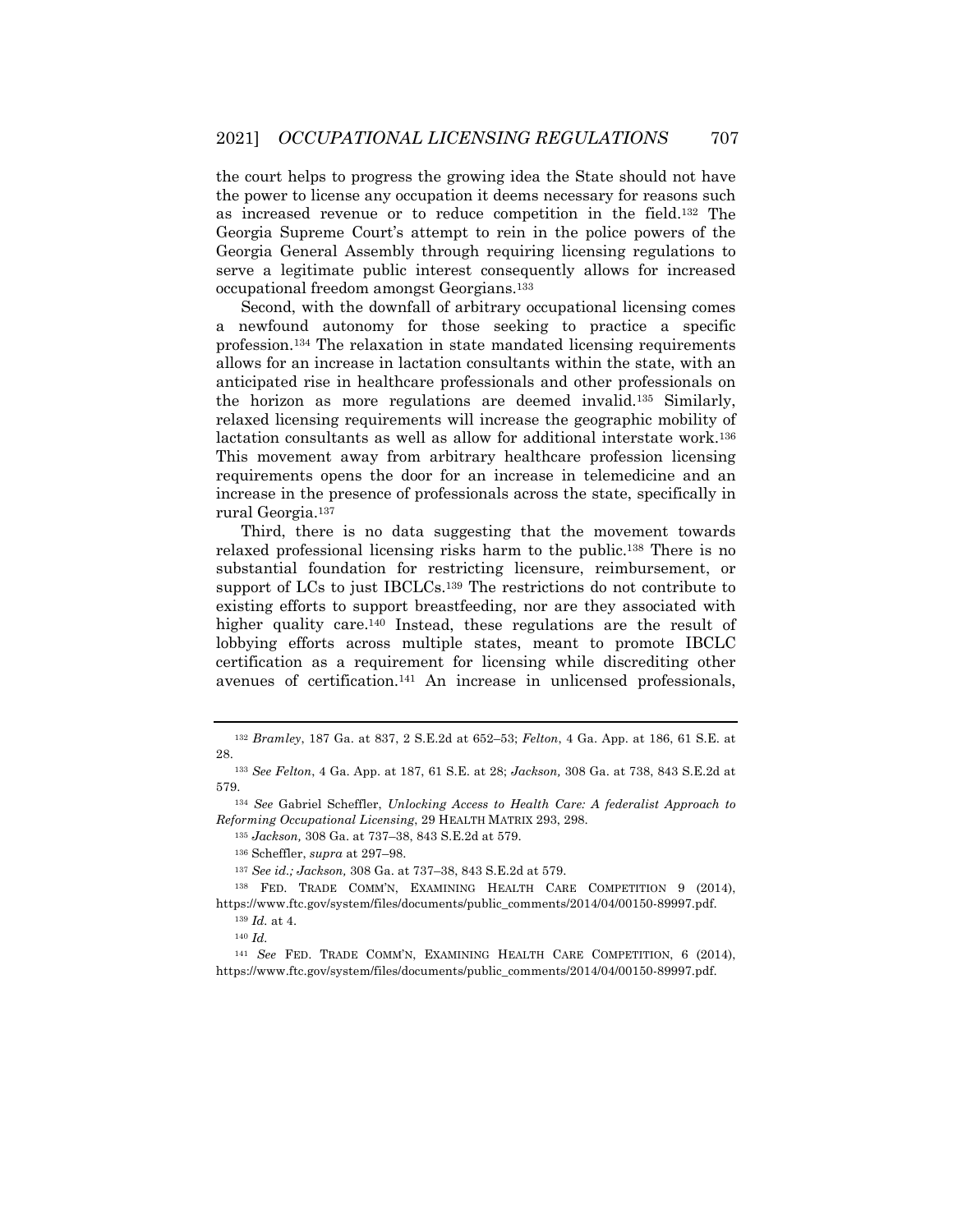the court helps to progress the growing idea the State should not have the power to license any occupation it deems necessary for reasons such as increased revenue or to reduce competition in the field.[132] The Georgia Supreme Court's attempt to rein in the police powers of the Georgia General Assembly through requiring licensing regulations to serve a legitimate public interest consequently allows for increased occupational freedom amongst Georgians.[133]

Second, with the downfall of arbitrary occupational licensing comes a newfound autonomy for those seeking to practice a specific profession.[134] The relaxation in state mandated licensing requirements allows for an increase in lactation consultants within the state, with an anticipated rise in healthcare professionals and other professionals on the horizon as more regulations are deemed invalid.[135] Similarly, relaxed licensing requirements will increase the geographic mobility of lactation consultants as well as allow for additional interstate work.[136] This movement away from arbitrary healthcare profession licensing requirements opens the door for an increase in telemedicine and an increase in the presence of professionals across the state, specifically in rural Georgia.[137]

Third, there is no data suggesting that the movement towards relaxed professional licensing risks harm to the public.[138] There is no substantial foundation for restricting licensure, reimbursement, or support of LCs to just IBCLCs.[139] The restrictions do not contribute to existing efforts to support breastfeeding, nor are they associated with higher quality care.[140] Instead, these regulations are the result of lobbying efforts across multiple states, meant to promote IBCLC certification as a requirement for licensing while discrediting other avenues of certification.[141] An increase in unlicensed professionals,

---

[132] *Bramley*, 187 Ga. at 837, 2 S.E.2d at 652–53; *Felton*, 4 Ga. App. at 186, 61 S.E. at 28.

[133] *See Felton*, 4 Ga. App. at 187, 61 S.E. at 28; *Jackson,* 308 Ga. at 738, 843 S.E.2d at 579.

[134] *See* Gabriel Scheffler, *Unlocking Access to Health Care: A federalist Approach to Reforming Occupational Licensing*, 29 HEALTH MATRIX 293, 298.

[135] *Jackson,* 308 Ga. at 737–38, 843 S.E.2d at 579.

[136] Scheffler, *supra* at 297–98.

[137] *See id.; Jackson,* 308 Ga. at 737–38, 843 S.E.2d at 579.

[138] FED. TRADE COMM'N, EXAMINING HEALTH CARE COMPETITION 9 (2014), https://www.ftc.gov/system/files/documents/public_comments/2014/04/00150-89997.pdf.

[139] *Id.* at 4.

[140] *Id.*

[141] *See* FED. TRADE COMM'N, EXAMINING HEALTH CARE COMPETITION, 6 (2014), https://www.ftc.gov/system/files/documents/public_comments/2014/04/00150-89997.pdf.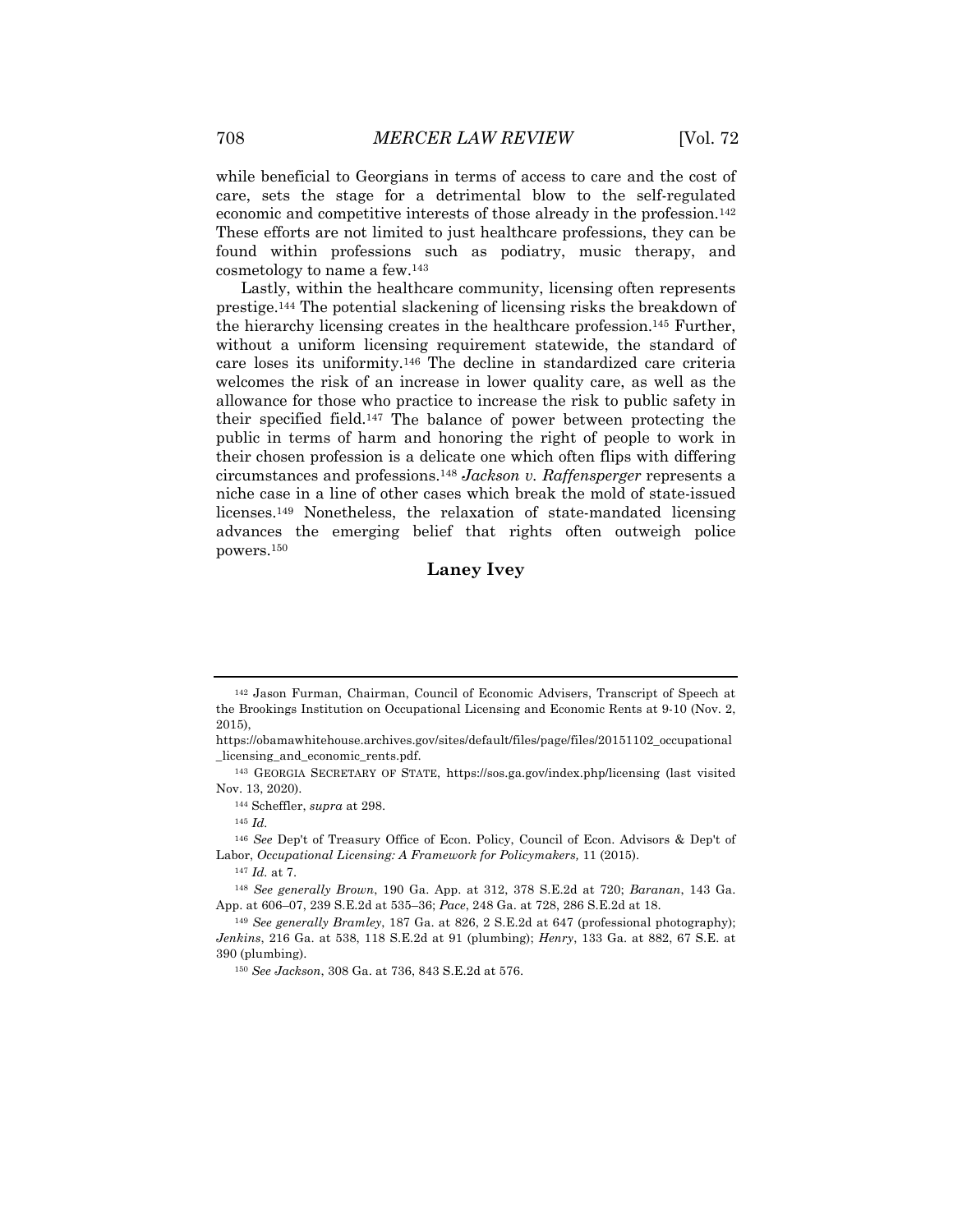while beneficial to Georgians in terms of access to care and the cost of care, sets the stage for a detrimental blow to the self-regulated economic and competitive interests of those already in the profession.[142] These efforts are not limited to just healthcare professions, they can be found within professions such as podiatry, music therapy, and cosmetology to name a few.[143]

Lastly, within the healthcare community, licensing often represents prestige.[144] The potential slackening of licensing risks the breakdown of the hierarchy licensing creates in the healthcare profession.[145] Further, without a uniform licensing requirement statewide, the standard of care loses its uniformity.[146] The decline in standardized care criteria welcomes the risk of an increase in lower quality care, as well as the allowance for those who practice to increase the risk to public safety in their specified field.[147] The balance of power between protecting the public in terms of harm and honoring the right of people to work in their chosen profession is a delicate one which often flips with differing circumstances and professions.[148] *Jackson v. Raffensperger* represents a niche case in a line of other cases which break the mold of state-issued licenses.[149] Nonetheless, the relaxation of state-mandated licensing advances the emerging belief that rights often outweigh police powers.[150]

**Laney Ivey**

---

[142] Jason Furman, Chairman, Council of Economic Advisers, Transcript of Speech at the Brookings Institution on Occupational Licensing and Economic Rents at 9-10 (Nov. 2, 2015), https://obamawhitehouse.archives.gov/sites/default/files/page/files/20151102_occupational_licensing_and_economic_rents.pdf.

[143] GEORGIA SECRETARY OF STATE, https://sos.ga.gov/index.php/licensing (last visited Nov. 13, 2020).

[144] Scheffler, *supra* at 298.

[145] *Id.*

[146] *See* Dep't of Treasury Office of Econ. Policy, Council of Econ. Advisors & Dep't of Labor, *Occupational Licensing: A Framework for Policymakers,* 11 (2015).

[147] *Id.* at 7.

[148] *See generally Brown*, 190 Ga. App. at 312, 378 S.E.2d at 720; *Baranan*, 143 Ga. App. at 606–07, 239 S.E.2d at 535–36; *Pace*, 248 Ga. at 728, 286 S.E.2d at 18.

[149] *See generally Bramley*, 187 Ga. at 826, 2 S.E.2d at 647 (professional photography); *Jenkins*, 216 Ga. at 538, 118 S.E.2d at 91 (plumbing); *Henry*, 133 Ga. at 882, 67 S.E. at 390 (plumbing).

[150] *See Jackson*, 308 Ga. at 736, 843 S.E.2d at 576.